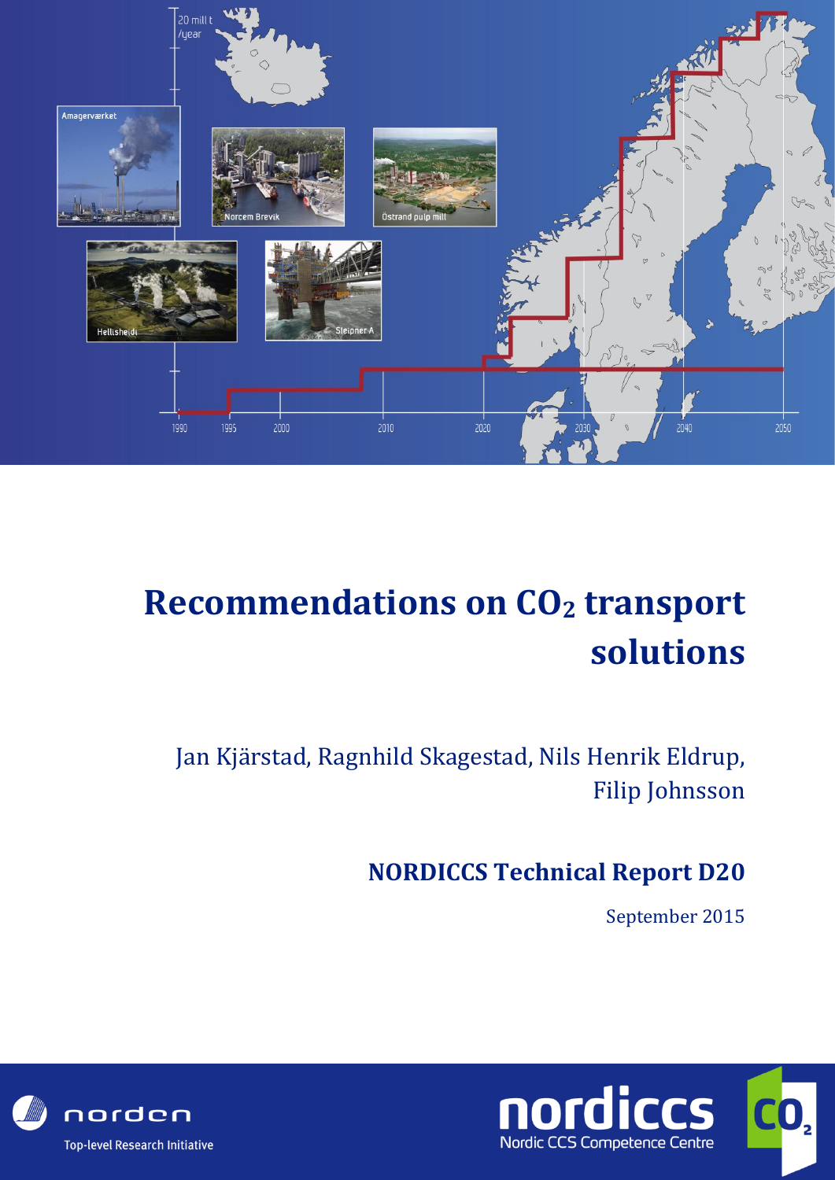20 mill t /year

Amagerværket

Norcem Brevik

Östrand pulp mill

Hellisheiði

Sleipner A

1990 1995 2000 2010 2020 2030 2040 2050

# Recommendations on $CO_2$ transport solutions

Jan Kjärstad, Ragnhild Skagestad, Nils Henrik Eldrup, Filip Johnsson

## NORDICCS Technical Report D20

September 2015

norden

Top-level Research Initiative

nordiccs

Nordic CCS Competence Centre

$CO_2$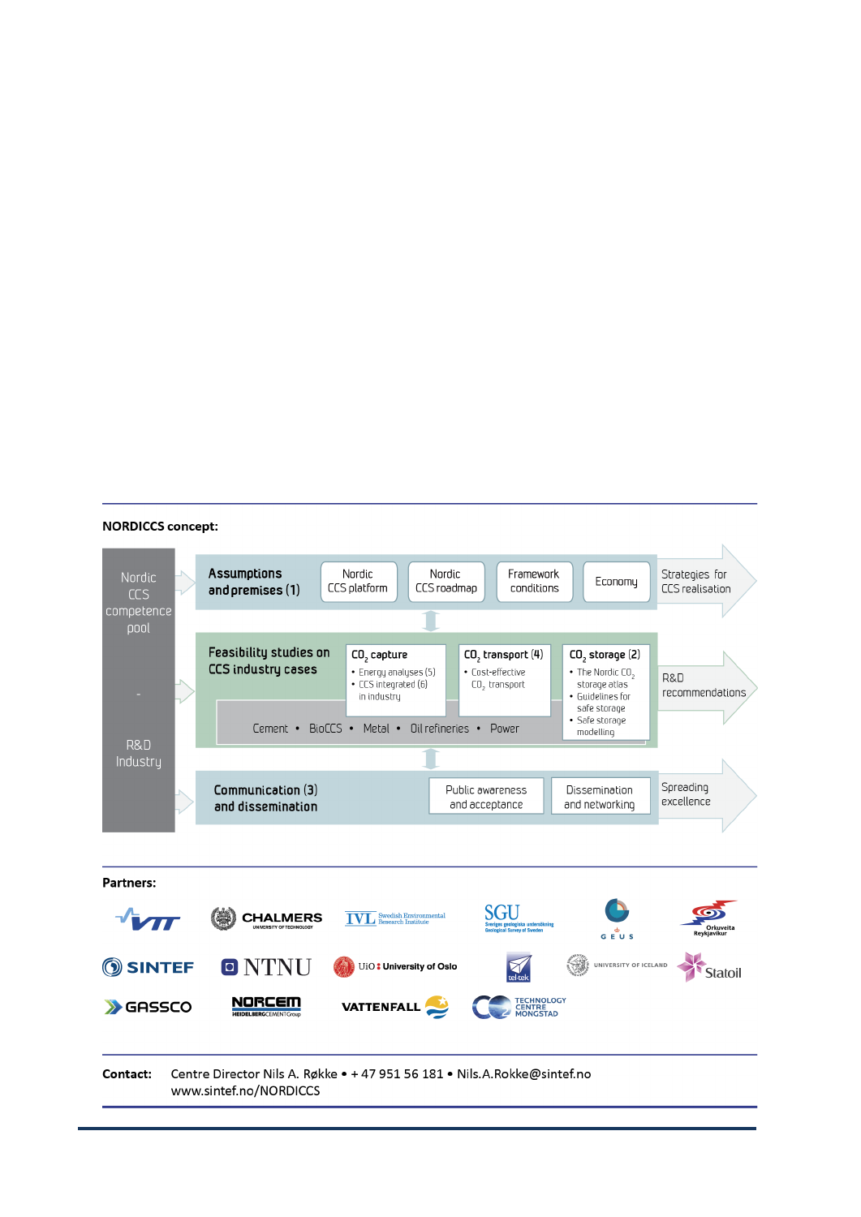**NORDICCS concept:**

Nordic CCS competence pool

-

R&D Industry

**Assumptions and premises (1)**

Nordic CCS platform

Nordic CCS roadmap

Framework conditions

Economy

Strategies for CCS realisation

**Feasibility studies on CCS industry cases**

**$CO_2$ capture**

- Energy analyses (5)
- CCS integrated (6) in industry

**$CO_2$ transport (4)**

- Cost-effective $CO_2$ transport

**$CO_2$ storage (2)**

- The Nordic $CO_2$ storage atlas
- Guidelines for safe storage
- Safe storage modelling

Cement • BioCCS • Metal • Oil refineries • Power

R&D recommendations

**Communication (3) and dissemination**

Public awareness and acceptance

Dissemination and networking

Spreading excellence

**Partners:**

VTT, Chalmers University of Technology, IVL Swedish Environmental Research Institute, SGU Sveriges geologiska undersökning Geological Survey of Sweden, GEUS, Orkuveita Reykjavíkur, SINTEF, NTNU, UiO University of Oslo, tel-tek, University of Iceland, Statoil, Gassco, Norcem HeidelbergCement Group, Vattenfall, CO2 Technology Centre Mongstad

**Contact:** Centre Director Nils A. Røkke • + 47 951 56 181 • Nils.A.Rokke@sintef.no
www.sintef.no/NORDICCS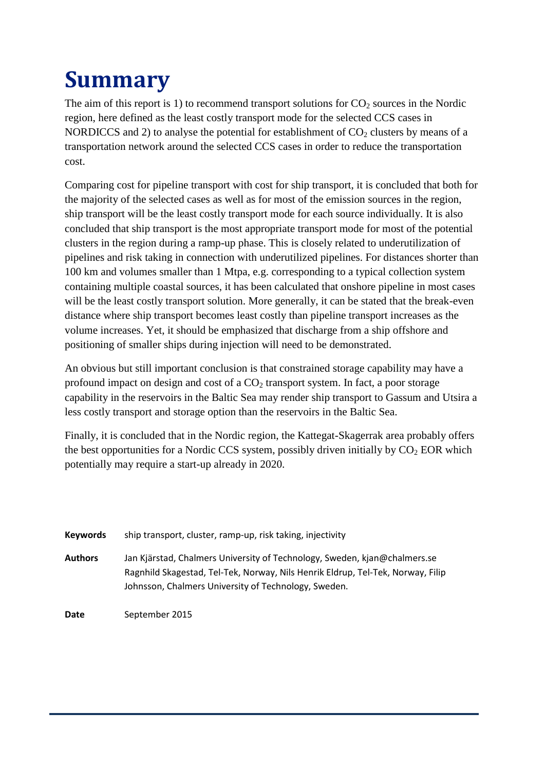# Summary

The aim of this report is 1) to recommend transport solutions for $CO_2$ sources in the Nordic region, here defined as the least costly transport mode for the selected CCS cases in NORDICCS and 2) to analyse the potential for establishment of $CO_2$ clusters by means of a transportation network around the selected CCS cases in order to reduce the transportation cost.

Comparing cost for pipeline transport with cost for ship transport, it is concluded that both for the majority of the selected cases as well as for most of the emission sources in the region, ship transport will be the least costly transport mode for each source individually. It is also concluded that ship transport is the most appropriate transport mode for most of the potential clusters in the region during a ramp-up phase. This is closely related to underutilization of pipelines and risk taking in connection with underutilized pipelines. For distances shorter than 100 km and volumes smaller than 1 Mtpa, e.g. corresponding to a typical collection system containing multiple coastal sources, it has been calculated that onshore pipeline in most cases will be the least costly transport solution. More generally, it can be stated that the break-even distance where ship transport becomes least costly than pipeline transport increases as the volume increases. Yet, it should be emphasized that discharge from a ship offshore and positioning of smaller ships during injection will need to be demonstrated.

An obvious but still important conclusion is that constrained storage capability may have a profound impact on design and cost of a $CO_2$ transport system. In fact, a poor storage capability in the reservoirs in the Baltic Sea may render ship transport to Gassum and Utsira a less costly transport and storage option than the reservoirs in the Baltic Sea.

Finally, it is concluded that in the Nordic region, the Kattegat-Skagerrak area probably offers the best opportunities for a Nordic CCS system, possibly driven initially by $CO_2$ EOR which potentially may require a start-up already in 2020.

**Keywords** ship transport, cluster, ramp-up, risk taking, injectivity

**Authors** Jan Kjärstad, Chalmers University of Technology, Sweden, kjan@chalmers.se Ragnhild Skagestad, Tel-Tek, Norway, Nils Henrik Eldrup, Tel-Tek, Norway, Filip Johnsson, Chalmers University of Technology, Sweden.

**Date** September 2015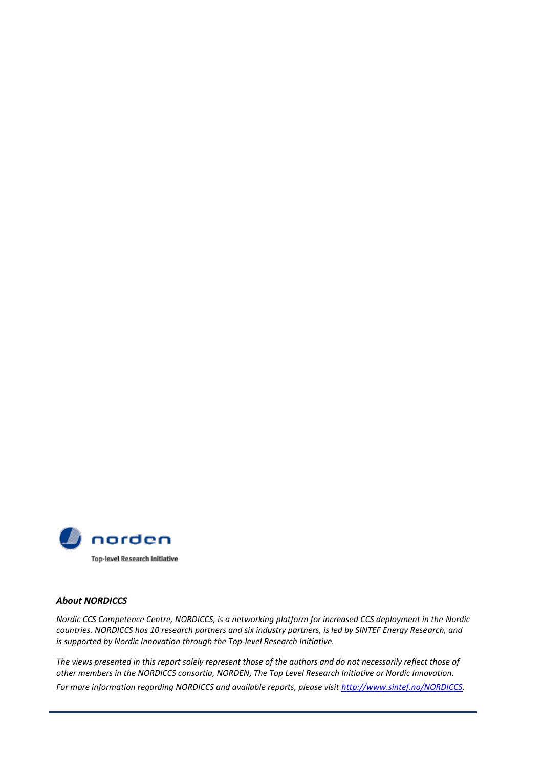norden

Top-level Research Initiative

***About NORDICCS***

*Nordic CCS Competence Centre, NORDICCS, is a networking platform for increased CCS deployment in the Nordic countries. NORDICCS has 10 research partners and six industry partners, is led by SINTEF Energy Research, and is supported by Nordic Innovation through the Top-level Research Initiative.*

*The views presented in this report solely represent those of the authors and do not necessarily reflect those of other members in the NORDICCS consortia, NORDEN, The Top Level Research Initiative or Nordic Innovation.*

*For more information regarding NORDICCS and available reports, please visit [http://www.sintef.no/NORDICCS](http://www.sintef.no/NORDICCS).*